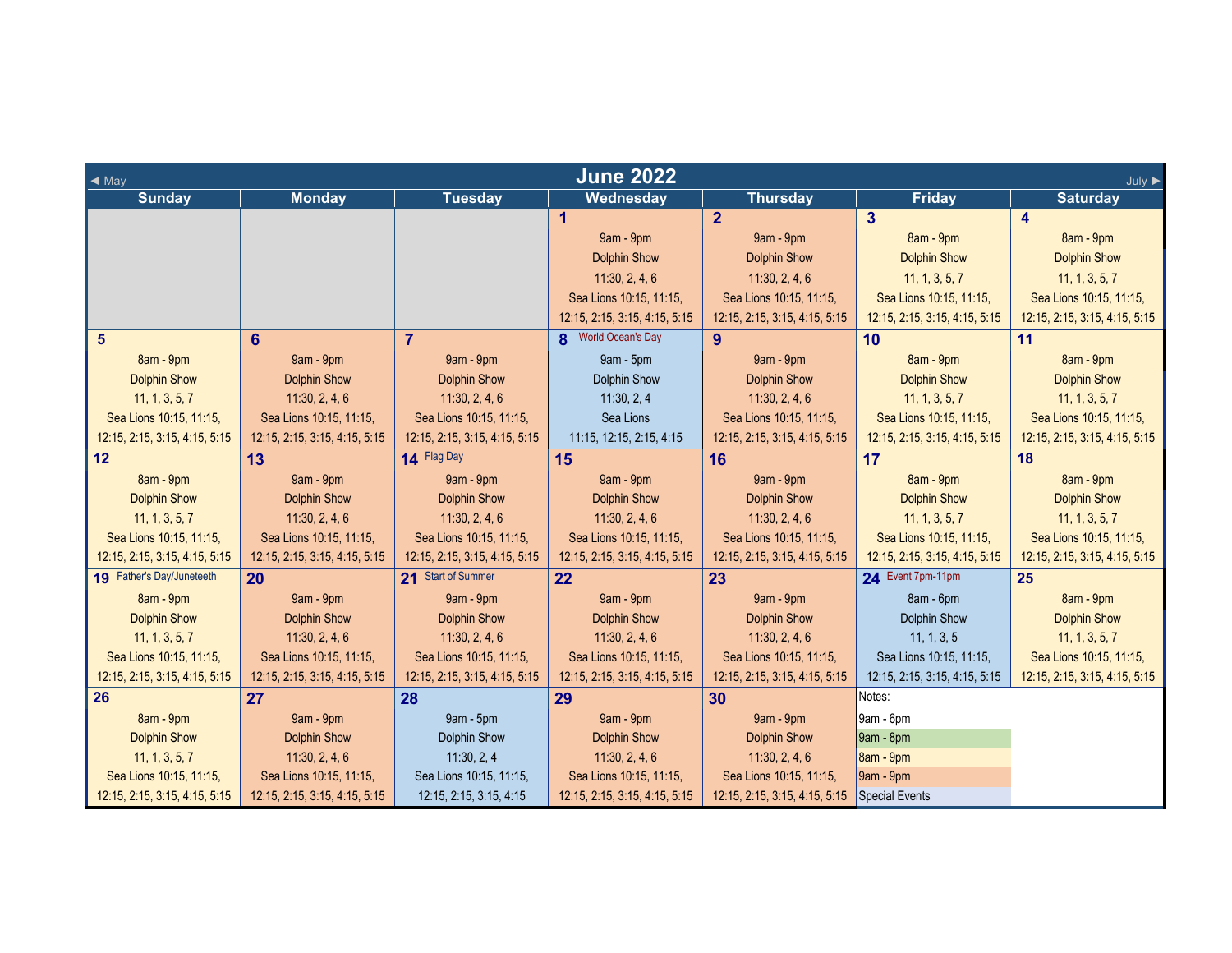# June 2022

◀ May | July ▶

| Sunday | Monday | Tuesday | Wednesday | Thursday | Friday | Saturday |
|---|---|---|---|---|---|---|
| | | | **1**<br>9am - 9pm<br>Dolphin Show<br>11:30, 2, 4, 6<br>Sea Lions 10:15, 11:15, 12:15, 2:15, 3:15, 4:15, 5:15 | **2**<br>9am - 9pm<br>Dolphin Show<br>11:30, 2, 4, 6<br>Sea Lions 10:15, 11:15, 12:15, 2:15, 3:15, 4:15, 5:15 | **3**<br>8am - 9pm<br>Dolphin Show<br>11, 1, 3, 5, 7<br>Sea Lions 10:15, 11:15, 12:15, 2:15, 3:15, 4:15, 5:15 | **4**<br>8am - 9pm<br>Dolphin Show<br>11, 1, 3, 5, 7<br>Sea Lions 10:15, 11:15, 12:15, 2:15, 3:15, 4:15, 5:15 |
| **5**<br>8am - 9pm<br>Dolphin Show<br>11, 1, 3, 5, 7<br>Sea Lions 10:15, 11:15, 12:15, 2:15, 3:15, 4:15, 5:15 | **6**<br>9am - 9pm<br>Dolphin Show<br>11:30, 2, 4, 6<br>Sea Lions 10:15, 11:15, 12:15, 2:15, 3:15, 4:15, 5:15 | **7**<br>9am - 9pm<br>Dolphin Show<br>11:30, 2, 4, 6<br>Sea Lions 10:15, 11:15, 12:15, 2:15, 3:15, 4:15, 5:15 | **8** World Ocean's Day<br>9am - 5pm<br>Dolphin Show<br>11:30, 2, 4<br>Sea Lions<br>11:15, 12:15, 2:15, 4:15 | **9**<br>9am - 9pm<br>Dolphin Show<br>11:30, 2, 4, 6<br>Sea Lions 10:15, 11:15, 12:15, 2:15, 3:15, 4:15, 5:15 | **10**<br>8am - 9pm<br>Dolphin Show<br>11, 1, 3, 5, 7<br>Sea Lions 10:15, 11:15, 12:15, 2:15, 3:15, 4:15, 5:15 | **11**<br>8am - 9pm<br>Dolphin Show<br>11, 1, 3, 5, 7<br>Sea Lions 10:15, 11:15, 12:15, 2:15, 3:15, 4:15, 5:15 |
| **12**<br>8am - 9pm<br>Dolphin Show<br>11, 1, 3, 5, 7<br>Sea Lions 10:15, 11:15, 12:15, 2:15, 3:15, 4:15, 5:15 | **13**<br>9am - 9pm<br>Dolphin Show<br>11:30, 2, 4, 6<br>Sea Lions 10:15, 11:15, 12:15, 2:15, 3:15, 4:15, 5:15 | **14** Flag Day<br>9am - 9pm<br>Dolphin Show<br>11:30, 2, 4, 6<br>Sea Lions 10:15, 11:15, 12:15, 2:15, 3:15, 4:15, 5:15 | **15**<br>9am - 9pm<br>Dolphin Show<br>11:30, 2, 4, 6<br>Sea Lions 10:15, 11:15, 12:15, 2:15, 3:15, 4:15, 5:15 | **16**<br>9am - 9pm<br>Dolphin Show<br>11:30, 2, 4, 6<br>Sea Lions 10:15, 11:15, 12:15, 2:15, 3:15, 4:15, 5:15 | **17**<br>8am - 9pm<br>Dolphin Show<br>11, 1, 3, 5, 7<br>Sea Lions 10:15, 11:15, 12:15, 2:15, 3:15, 4:15, 5:15 | **18**<br>8am - 9pm<br>Dolphin Show<br>11, 1, 3, 5, 7<br>Sea Lions 10:15, 11:15, 12:15, 2:15, 3:15, 4:15, 5:15 |
| **19** Father's Day/Juneteeth<br>8am - 9pm<br>Dolphin Show<br>11, 1, 3, 5, 7<br>Sea Lions 10:15, 11:15, 12:15, 2:15, 3:15, 4:15, 5:15 | **20**<br>9am - 9pm<br>Dolphin Show<br>11:30, 2, 4, 6<br>Sea Lions 10:15, 11:15, 12:15, 2:15, 3:15, 4:15, 5:15 | **21** Start of Summer<br>9am - 9pm<br>Dolphin Show<br>11:30, 2, 4, 6<br>Sea Lions 10:15, 11:15, 12:15, 2:15, 3:15, 4:15, 5:15 | **22**<br>9am - 9pm<br>Dolphin Show<br>11:30, 2, 4, 6<br>Sea Lions 10:15, 11:15, 12:15, 2:15, 3:15, 4:15, 5:15 | **23**<br>9am - 9pm<br>Dolphin Show<br>11:30, 2, 4, 6<br>Sea Lions 10:15, 11:15, 12:15, 2:15, 3:15, 4:15, 5:15 | **24** Event 7pm-11pm<br>8am - 6pm<br>Dolphin Show<br>11, 1, 3, 5<br>Sea Lions 10:15, 11:15, 12:15, 2:15, 3:15, 4:15, 5:15 | **25**<br>8am - 9pm<br>Dolphin Show<br>11, 1, 3, 5, 7<br>Sea Lions 10:15, 11:15, 12:15, 2:15, 3:15, 4:15, 5:15 |
| **26**<br>8am - 9pm<br>Dolphin Show<br>11, 1, 3, 5, 7<br>Sea Lions 10:15, 11:15, 12:15, 2:15, 3:15, 4:15, 5:15 | **27**<br>9am - 9pm<br>Dolphin Show<br>11:30, 2, 4, 6<br>Sea Lions 10:15, 11:15, 12:15, 2:15, 3:15, 4:15, 5:15 | **28**<br>9am - 5pm<br>Dolphin Show<br>11:30, 2, 4<br>Sea Lions 10:15, 11:15, 12:15, 2:15, 3:15, 4:15 | **29**<br>9am - 9pm<br>Dolphin Show<br>11:30, 2, 4, 6<br>Sea Lions 10:15, 11:15, 12:15, 2:15, 3:15, 4:15, 5:15 | **30**<br>9am - 9pm<br>Dolphin Show<br>11:30, 2, 4, 6<br>Sea Lions 10:15, 11:15, 12:15, 2:15, 3:15, 4:15, 5:15 | Notes:<br>9am - 6pm<br>9am - 8pm<br>8am - 9pm<br>9am - 9pm<br>Special Events | |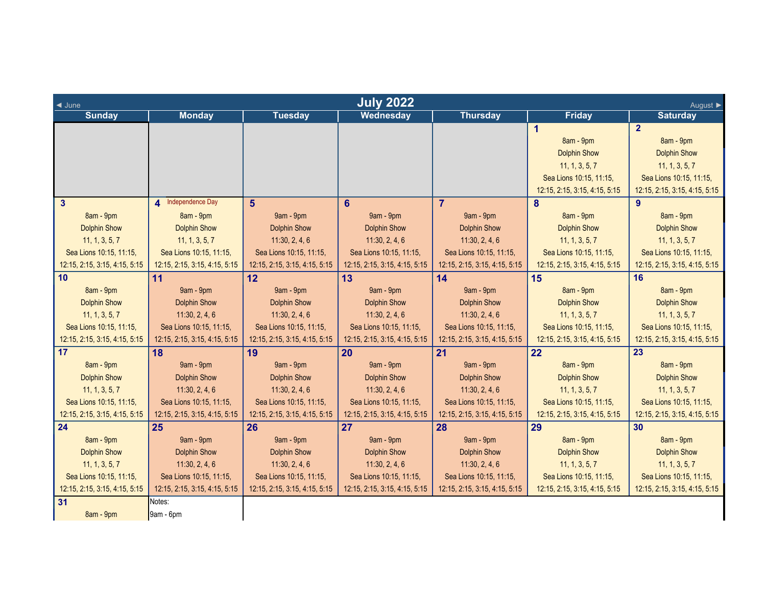# July 2022

◄ June | August ►

| Sunday | Monday | Tuesday | Wednesday | Thursday | Friday | Saturday |
|---|---|---|---|---|---|---|
| | | | | | **1** 8am - 9pm Dolphin Show 11, 1, 3, 5, 7 Sea Lions 10:15, 11:15, 12:15, 2:15, 3:15, 4:15, 5:15 | **2** 8am - 9pm Dolphin Show 11, 1, 3, 5, 7 Sea Lions 10:15, 11:15, 12:15, 2:15, 3:15, 4:15, 5:15 |
| **3** 8am - 9pm Dolphin Show 11, 1, 3, 5, 7 Sea Lions 10:15, 11:15, 12:15, 2:15, 3:15, 4:15, 5:15 | **4** Independence Day 8am - 9pm Dolphin Show 11, 1, 3, 5, 7 Sea Lions 10:15, 11:15, 12:15, 2:15, 3:15, 4:15, 5:15 | **5** 9am - 9pm Dolphin Show 11:30, 2, 4, 6 Sea Lions 10:15, 11:15, 12:15, 2:15, 3:15, 4:15, 5:15 | **6** 9am - 9pm Dolphin Show 11:30, 2, 4, 6 Sea Lions 10:15, 11:15, 12:15, 2:15, 3:15, 4:15, 5:15 | **7** 9am - 9pm Dolphin Show 11:30, 2, 4, 6 Sea Lions 10:15, 11:15, 12:15, 2:15, 3:15, 4:15, 5:15 | **8** 8am - 9pm Dolphin Show 11, 1, 3, 5, 7 Sea Lions 10:15, 11:15, 12:15, 2:15, 3:15, 4:15, 5:15 | **9** 8am - 9pm Dolphin Show 11, 1, 3, 5, 7 Sea Lions 10:15, 11:15, 12:15, 2:15, 3:15, 4:15, 5:15 |
| **10** 8am - 9pm Dolphin Show 11, 1, 3, 5, 7 Sea Lions 10:15, 11:15, 12:15, 2:15, 3:15, 4:15, 5:15 | **11** 9am - 9pm Dolphin Show 11:30, 2, 4, 6 Sea Lions 10:15, 11:15, 12:15, 2:15, 3:15, 4:15, 5:15 | **12** 9am - 9pm Dolphin Show 11:30, 2, 4, 6 Sea Lions 10:15, 11:15, 12:15, 2:15, 3:15, 4:15, 5:15 | **13** 9am - 9pm Dolphin Show 11:30, 2, 4, 6 Sea Lions 10:15, 11:15, 12:15, 2:15, 3:15, 4:15, 5:15 | **14** 9am - 9pm Dolphin Show 11:30, 2, 4, 6 Sea Lions 10:15, 11:15, 12:15, 2:15, 3:15, 4:15, 5:15 | **15** 8am - 9pm Dolphin Show 11, 1, 3, 5, 7 Sea Lions 10:15, 11:15, 12:15, 2:15, 3:15, 4:15, 5:15 | **16** 8am - 9pm Dolphin Show 11, 1, 3, 5, 7 Sea Lions 10:15, 11:15, 12:15, 2:15, 3:15, 4:15, 5:15 |
| **17** 8am - 9pm Dolphin Show 11, 1, 3, 5, 7 Sea Lions 10:15, 11:15, 12:15, 2:15, 3:15, 4:15, 5:15 | **18** 9am - 9pm Dolphin Show 11:30, 2, 4, 6 Sea Lions 10:15, 11:15, 12:15, 2:15, 3:15, 4:15, 5:15 | **19** 9am - 9pm Dolphin Show 11:30, 2, 4, 6 Sea Lions 10:15, 11:15, 12:15, 2:15, 3:15, 4:15, 5:15 | **20** 9am - 9pm Dolphin Show 11:30, 2, 4, 6 Sea Lions 10:15, 11:15, 12:15, 2:15, 3:15, 4:15, 5:15 | **21** 9am - 9pm Dolphin Show 11:30, 2, 4, 6 Sea Lions 10:15, 11:15, 12:15, 2:15, 3:15, 4:15, 5:15 | **22** 8am - 9pm Dolphin Show 11, 1, 3, 5, 7 Sea Lions 10:15, 11:15, 12:15, 2:15, 3:15, 4:15, 5:15 | **23** 8am - 9pm Dolphin Show 11, 1, 3, 5, 7 Sea Lions 10:15, 11:15, 12:15, 2:15, 3:15, 4:15, 5:15 |
| **24** 8am - 9pm Dolphin Show 11, 1, 3, 5, 7 Sea Lions 10:15, 11:15, 12:15, 2:15, 3:15, 4:15, 5:15 | **25** 9am - 9pm Dolphin Show 11:30, 2, 4, 6 Sea Lions 10:15, 11:15, 12:15, 2:15, 3:15, 4:15, 5:15 | **26** 9am - 9pm Dolphin Show 11:30, 2, 4, 6 Sea Lions 10:15, 11:15, 12:15, 2:15, 3:15, 4:15, 5:15 | **27** 9am - 9pm Dolphin Show 11:30, 2, 4, 6 Sea Lions 10:15, 11:15, 12:15, 2:15, 3:15, 4:15, 5:15 | **28** 9am - 9pm Dolphin Show 11:30, 2, 4, 6 Sea Lions 10:15, 11:15, 12:15, 2:15, 3:15, 4:15, 5:15 | **29** 8am - 9pm Dolphin Show 11, 1, 3, 5, 7 Sea Lions 10:15, 11:15, 12:15, 2:15, 3:15, 4:15, 5:15 | **30** 8am - 9pm Dolphin Show 11, 1, 3, 5, 7 Sea Lions 10:15, 11:15, 12:15, 2:15, 3:15, 4:15, 5:15 |
| **31** 8am - 9pm | Notes: 9am - 6pm | | | | | |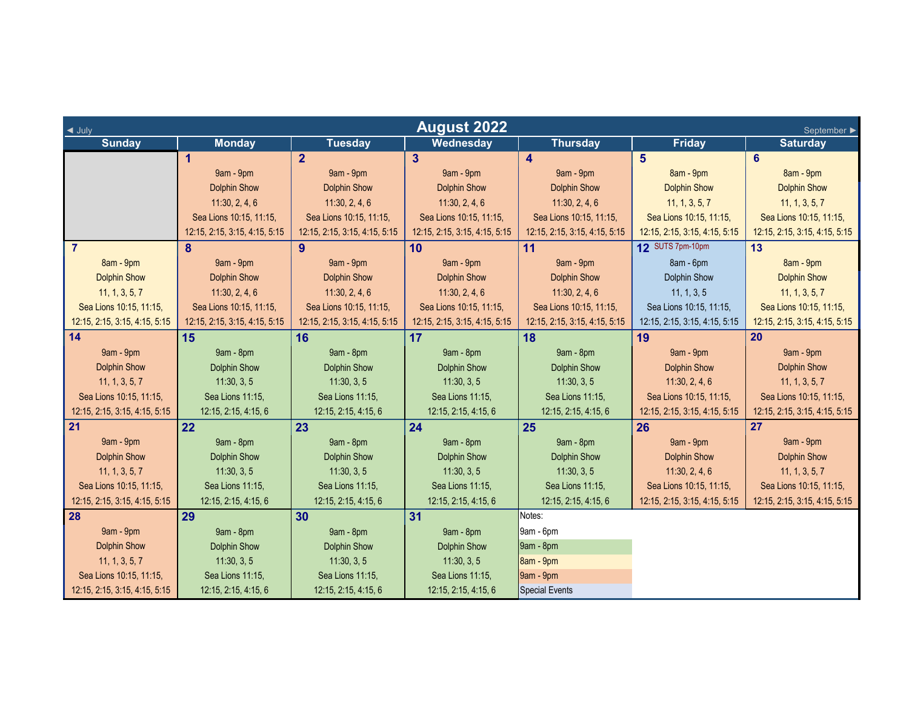# August 2022

◄ July | September ►

| Sunday | Monday | Tuesday | Wednesday | Thursday | Friday | Saturday |
|---|---|---|---|---|---|---|
| | **1** 9am - 9pm Dolphin Show 11:30, 2, 4, 6 Sea Lions 10:15, 11:15, 12:15, 2:15, 3:15, 4:15, 5:15 | **2** 9am - 9pm Dolphin Show 11:30, 2, 4, 6 Sea Lions 10:15, 11:15, 12:15, 2:15, 3:15, 4:15, 5:15 | **3** 9am - 9pm Dolphin Show 11:30, 2, 4, 6 Sea Lions 10:15, 11:15, 12:15, 2:15, 3:15, 4:15, 5:15 | **4** 9am - 9pm Dolphin Show 11:30, 2, 4, 6 Sea Lions 10:15, 11:15, 12:15, 2:15, 3:15, 4:15, 5:15 | **5** 8am - 9pm Dolphin Show 11, 1, 3, 5, 7 Sea Lions 10:15, 11:15, 12:15, 2:15, 3:15, 4:15, 5:15 | **6** 8am - 9pm Dolphin Show 11, 1, 3, 5, 7 Sea Lions 10:15, 11:15, 12:15, 2:15, 3:15, 4:15, 5:15 |
| **7** 8am - 9pm Dolphin Show 11, 1, 3, 5, 7 Sea Lions 10:15, 11:15, 12:15, 2:15, 3:15, 4:15, 5:15 | **8** 9am - 9pm Dolphin Show 11:30, 2, 4, 6 Sea Lions 10:15, 11:15, 12:15, 2:15, 3:15, 4:15, 5:15 | **9** 9am - 9pm Dolphin Show 11:30, 2, 4, 6 Sea Lions 10:15, 11:15, 12:15, 2:15, 3:15, 4:15, 5:15 | **10** 9am - 9pm Dolphin Show 11:30, 2, 4, 6 Sea Lions 10:15, 11:15, 12:15, 2:15, 3:15, 4:15, 5:15 | **11** 9am - 9pm Dolphin Show 11:30, 2, 4, 6 Sea Lions 10:15, 11:15, 12:15, 2:15, 3:15, 4:15, 5:15 | **12** SUTS 7pm-10pm 8am - 6pm Dolphin Show 11, 1, 3, 5 Sea Lions 10:15, 11:15, 12:15, 2:15, 3:15, 4:15, 5:15 | **13** 8am - 9pm Dolphin Show 11, 1, 3, 5, 7 Sea Lions 10:15, 11:15, 12:15, 2:15, 3:15, 4:15, 5:15 |
| **14** 9am - 9pm Dolphin Show 11, 1, 3, 5, 7 Sea Lions 10:15, 11:15, 12:15, 2:15, 3:15, 4:15, 5:15 | **15** 9am - 8pm Dolphin Show 11:30, 3, 5 Sea Lions 11:15, 12:15, 2:15, 4:15, 6 | **16** 9am - 8pm Dolphin Show 11:30, 3, 5 Sea Lions 11:15, 12:15, 2:15, 4:15, 6 | **17** 9am - 8pm Dolphin Show 11:30, 3, 5 Sea Lions 11:15, 12:15, 2:15, 4:15, 6 | **18** 9am - 8pm Dolphin Show 11:30, 3, 5 Sea Lions 11:15, 12:15, 2:15, 4:15, 6 | **19** 9am - 9pm Dolphin Show 11:30, 2, 4, 6 Sea Lions 10:15, 11:15, 12:15, 2:15, 3:15, 4:15, 5:15 | **20** 9am - 9pm Dolphin Show 11, 1, 3, 5, 7 Sea Lions 10:15, 11:15, 12:15, 2:15, 3:15, 4:15, 5:15 |
| **21** 9am - 9pm Dolphin Show 11, 1, 3, 5, 7 Sea Lions 10:15, 11:15, 12:15, 2:15, 3:15, 4:15, 5:15 | **22** 9am - 8pm Dolphin Show 11:30, 3, 5 Sea Lions 11:15, 12:15, 2:15, 4:15, 6 | **23** 9am - 8pm Dolphin Show 11:30, 3, 5 Sea Lions 11:15, 12:15, 2:15, 4:15, 6 | **24** 9am - 8pm Dolphin Show 11:30, 3, 5 Sea Lions 11:15, 12:15, 2:15, 4:15, 6 | **25** 9am - 8pm Dolphin Show 11:30, 3, 5 Sea Lions 11:15, 12:15, 2:15, 4:15, 6 | **26** 9am - 9pm Dolphin Show 11:30, 2, 4, 6 Sea Lions 10:15, 11:15, 12:15, 2:15, 3:15, 4:15, 5:15 | **27** 9am - 9pm Dolphin Show 11, 1, 3, 5, 7 Sea Lions 10:15, 11:15, 12:15, 2:15, 3:15, 4:15, 5:15 |
| **28** 9am - 9pm Dolphin Show 11, 1, 3, 5, 7 Sea Lions 10:15, 11:15, 12:15, 2:15, 3:15, 4:15, 5:15 | **29** 9am - 8pm Dolphin Show 11:30, 3, 5 Sea Lions 11:15, 12:15, 2:15, 4:15, 6 | **30** 9am - 8pm Dolphin Show 11:30, 3, 5 Sea Lions 11:15, 12:15, 2:15, 4:15, 6 | **31** 9am - 8pm Dolphin Show 11:30, 3, 5 Sea Lions 11:15, 12:15, 2:15, 4:15, 6 | Notes: 9am - 6pm 9am - 8pm 8am - 9pm 9am - 9pm Special Events | | |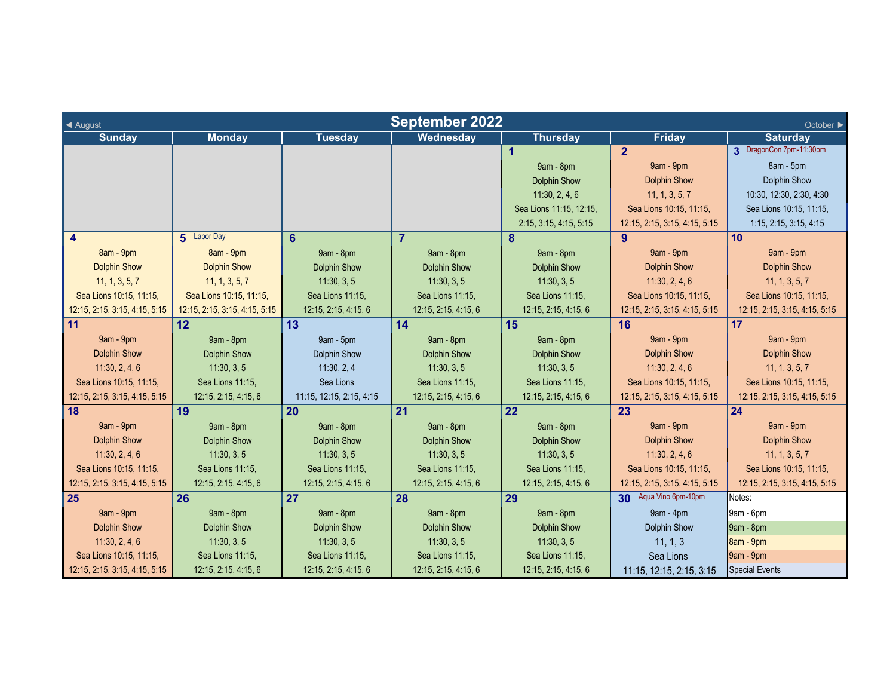# September 2022

◄ August | October ►

| Sunday | Monday | Tuesday | Wednesday | Thursday | Friday | Saturday |
|---|---|---|---|---|---|---|
| | | | | **1**<br>9am - 8pm<br>Dolphin Show<br>11:30, 2, 4, 6<br>Sea Lions 11:15, 12:15, 2:15, 3:15, 4:15, 5:15 | **2**<br>9am - 9pm<br>Dolphin Show<br>11, 1, 3, 5, 7<br>Sea Lions 10:15, 11:15, 12:15, 2:15, 3:15, 4:15, 5:15 | **3** DragonCon 7pm-11:30pm<br>8am - 5pm<br>Dolphin Show<br>10:30, 12:30, 2:30, 4:30<br>Sea Lions 10:15, 11:15, 1:15, 2:15, 3:15, 4:15 |
| **4**<br>8am - 9pm<br>Dolphin Show<br>11, 1, 3, 5, 7<br>Sea Lions 10:15, 11:15, 12:15, 2:15, 3:15, 4:15, 5:15 | **5** Labor Day<br>8am - 9pm<br>Dolphin Show<br>11, 1, 3, 5, 7<br>Sea Lions 10:15, 11:15, 12:15, 2:15, 3:15, 4:15, 5:15 | **6**<br>9am - 8pm<br>Dolphin Show<br>11:30, 3, 5<br>Sea Lions 11:15, 12:15, 2:15, 4:15, 6 | **7**<br>9am - 8pm<br>Dolphin Show<br>11:30, 3, 5<br>Sea Lions 11:15, 12:15, 2:15, 4:15, 6 | **8**<br>9am - 8pm<br>Dolphin Show<br>11:30, 3, 5<br>Sea Lions 11:15, 12:15, 2:15, 4:15, 6 | **9**<br>9am - 9pm<br>Dolphin Show<br>11:30, 2, 4, 6<br>Sea Lions 10:15, 11:15, 12:15, 2:15, 3:15, 4:15, 5:15 | **10**<br>9am - 9pm<br>Dolphin Show<br>11, 1, 3, 5, 7<br>Sea Lions 10:15, 11:15, 12:15, 2:15, 3:15, 4:15, 5:15 |
| **11**<br>9am - 9pm<br>Dolphin Show<br>11:30, 2, 4, 6<br>Sea Lions 10:15, 11:15, 12:15, 2:15, 3:15, 4:15, 5:15 | **12**<br>9am - 8pm<br>Dolphin Show<br>11:30, 3, 5<br>Sea Lions 11:15, 12:15, 2:15, 4:15, 6 | **13**<br>9am - 5pm<br>Dolphin Show<br>11:30, 2, 4<br>Sea Lions<br>11:15, 12:15, 2:15, 4:15 | **14**<br>9am - 8pm<br>Dolphin Show<br>11:30, 3, 5<br>Sea Lions 11:15, 12:15, 2:15, 4:15, 6 | **15**<br>9am - 8pm<br>Dolphin Show<br>11:30, 3, 5<br>Sea Lions 11:15, 12:15, 2:15, 4:15, 6 | **16**<br>9am - 9pm<br>Dolphin Show<br>11:30, 2, 4, 6<br>Sea Lions 10:15, 11:15, 12:15, 2:15, 3:15, 4:15, 5:15 | **17**<br>9am - 9pm<br>Dolphin Show<br>11, 1, 3, 5, 7<br>Sea Lions 10:15, 11:15, 12:15, 2:15, 3:15, 4:15, 5:15 |
| **18**<br>9am - 9pm<br>Dolphin Show<br>11:30, 2, 4, 6<br>Sea Lions 10:15, 11:15, 12:15, 2:15, 3:15, 4:15, 5:15 | **19**<br>9am - 8pm<br>Dolphin Show<br>11:30, 3, 5<br>Sea Lions 11:15, 12:15, 2:15, 4:15, 6 | **20**<br>9am - 8pm<br>Dolphin Show<br>11:30, 3, 5<br>Sea Lions 11:15, 12:15, 2:15, 4:15, 6 | **21**<br>9am - 8pm<br>Dolphin Show<br>11:30, 3, 5<br>Sea Lions 11:15, 12:15, 2:15, 4:15, 6 | **22**<br>9am - 8pm<br>Dolphin Show<br>11:30, 3, 5<br>Sea Lions 11:15, 12:15, 2:15, 4:15, 6 | **23**<br>9am - 9pm<br>Dolphin Show<br>11:30, 2, 4, 6<br>Sea Lions 10:15, 11:15, 12:15, 2:15, 3:15, 4:15, 5:15 | **24**<br>9am - 9pm<br>Dolphin Show<br>11, 1, 3, 5, 7<br>Sea Lions 10:15, 11:15, 12:15, 2:15, 3:15, 4:15, 5:15 |
| **25**<br>9am - 9pm<br>Dolphin Show<br>11:30, 2, 4, 6<br>Sea Lions 10:15, 11:15, 12:15, 2:15, 3:15, 4:15, 5:15 | **26**<br>9am - 8pm<br>Dolphin Show<br>11:30, 3, 5<br>Sea Lions 11:15, 12:15, 2:15, 4:15, 6 | **27**<br>9am - 8pm<br>Dolphin Show<br>11:30, 3, 5<br>Sea Lions 11:15, 12:15, 2:15, 4:15, 6 | **28**<br>9am - 8pm<br>Dolphin Show<br>11:30, 3, 5<br>Sea Lions 11:15, 12:15, 2:15, 4:15, 6 | **29**<br>9am - 8pm<br>Dolphin Show<br>11:30, 3, 5<br>Sea Lions 11:15, 12:15, 2:15, 4:15, 6 | **30** Aqua Vino 6pm-10pm<br>9am - 4pm<br>Dolphin Show<br>11, 1, 3<br>Sea Lions<br>11:15, 12:15, 2:15, 3:15 | Notes:<br>9am - 6pm<br>9am - 8pm<br>8am - 9pm<br>9am - 9pm<br>Special Events |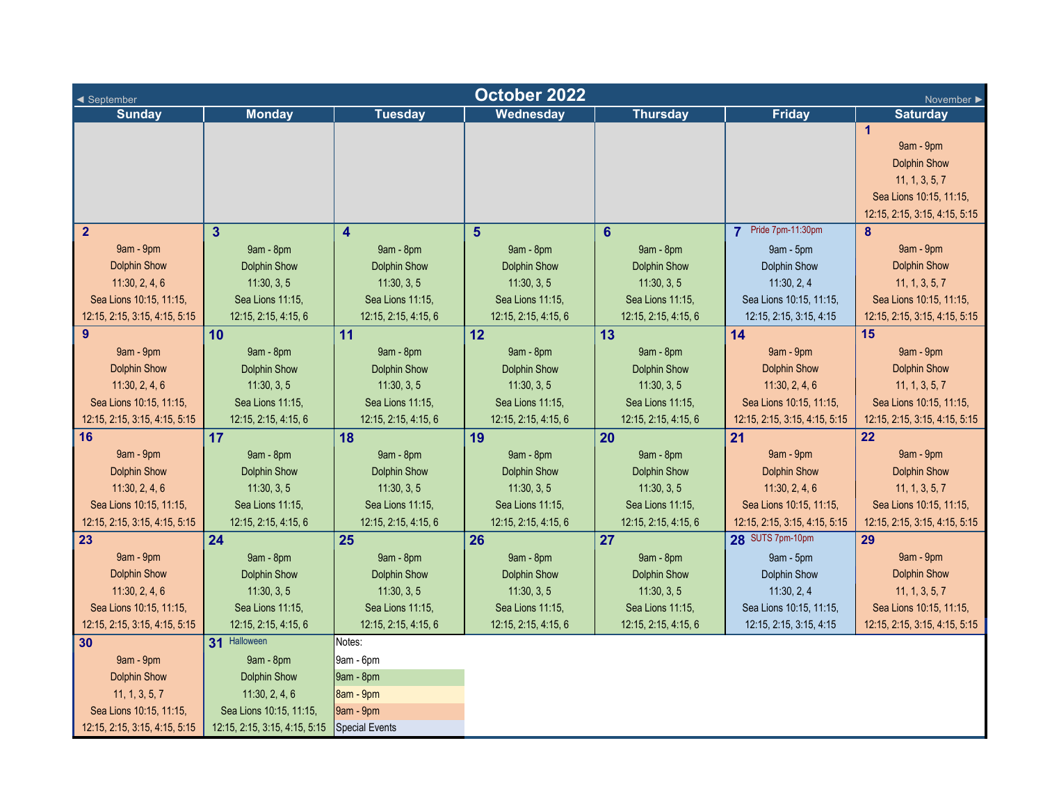# October 2022

◄ September | November ►

| Sunday | Monday | Tuesday | Wednesday | Thursday | Friday | Saturday |
|---|---|---|---|---|---|---|
| | | | | | | **1** 9am - 9pm Dolphin Show 11, 1, 3, 5, 7 Sea Lions 10:15, 11:15, 12:15, 2:15, 3:15, 4:15, 5:15 |
| **2** 9am - 9pm Dolphin Show 11:30, 2, 4, 6 Sea Lions 10:15, 11:15, 12:15, 2:15, 3:15, 4:15, 5:15 | **3** 9am - 8pm Dolphin Show 11:30, 3, 5 Sea Lions 11:15, 12:15, 2:15, 4:15, 6 | **4** 9am - 8pm Dolphin Show 11:30, 3, 5 Sea Lions 11:15, 12:15, 2:15, 4:15, 6 | **5** 9am - 8pm Dolphin Show 11:30, 3, 5 Sea Lions 11:15, 12:15, 2:15, 4:15, 6 | **6** 9am - 8pm Dolphin Show 11:30, 3, 5 Sea Lions 11:15, 12:15, 2:15, 4:15, 6 | **7** Pride 7pm-11:30pm 9am - 5pm Dolphin Show 11:30, 2, 4 Sea Lions 10:15, 11:15, 12:15, 2:15, 3:15, 4:15 | **8** 9am - 9pm Dolphin Show 11, 1, 3, 5, 7 Sea Lions 10:15, 11:15, 12:15, 2:15, 3:15, 4:15, 5:15 |
| **9** 9am - 9pm Dolphin Show 11:30, 2, 4, 6 Sea Lions 10:15, 11:15, 12:15, 2:15, 3:15, 4:15, 5:15 | **10** 9am - 8pm Dolphin Show 11:30, 3, 5 Sea Lions 11:15, 12:15, 2:15, 4:15, 6 | **11** 9am - 8pm Dolphin Show 11:30, 3, 5 Sea Lions 11:15, 12:15, 2:15, 4:15, 6 | **12** 9am - 8pm Dolphin Show 11:30, 3, 5 Sea Lions 11:15, 12:15, 2:15, 4:15, 6 | **13** 9am - 8pm Dolphin Show 11:30, 3, 5 Sea Lions 11:15, 12:15, 2:15, 4:15, 6 | **14** 9am - 9pm Dolphin Show 11:30, 2, 4, 6 Sea Lions 10:15, 11:15, 12:15, 2:15, 3:15, 4:15, 5:15 | **15** 9am - 9pm Dolphin Show 11, 1, 3, 5, 7 Sea Lions 10:15, 11:15, 12:15, 2:15, 3:15, 4:15, 5:15 |
| **16** 9am - 9pm Dolphin Show 11:30, 2, 4, 6 Sea Lions 10:15, 11:15, 12:15, 2:15, 3:15, 4:15, 5:15 | **17** 9am - 8pm Dolphin Show 11:30, 3, 5 Sea Lions 11:15, 12:15, 2:15, 4:15, 6 | **18** 9am - 8pm Dolphin Show 11:30, 3, 5 Sea Lions 11:15, 12:15, 2:15, 4:15, 6 | **19** 9am - 8pm Dolphin Show 11:30, 3, 5 Sea Lions 11:15, 12:15, 2:15, 4:15, 6 | **20** 9am - 8pm Dolphin Show 11:30, 3, 5 Sea Lions 11:15, 12:15, 2:15, 4:15, 6 | **21** 9am - 9pm Dolphin Show 11:30, 2, 4, 6 Sea Lions 10:15, 11:15, 12:15, 2:15, 3:15, 4:15, 5:15 | **22** 9am - 9pm Dolphin Show 11, 1, 3, 5, 7 Sea Lions 10:15, 11:15, 12:15, 2:15, 3:15, 4:15, 5:15 |
| **23** 9am - 9pm Dolphin Show 11:30, 2, 4, 6 Sea Lions 10:15, 11:15, 12:15, 2:15, 3:15, 4:15, 5:15 | **24** 9am - 8pm Dolphin Show 11:30, 3, 5 Sea Lions 11:15, 12:15, 2:15, 4:15, 6 | **25** 9am - 8pm Dolphin Show 11:30, 3, 5 Sea Lions 11:15, 12:15, 2:15, 4:15, 6 | **26** 9am - 8pm Dolphin Show 11:30, 3, 5 Sea Lions 11:15, 12:15, 2:15, 4:15, 6 | **27** 9am - 8pm Dolphin Show 11:30, 3, 5 Sea Lions 11:15, 12:15, 2:15, 4:15, 6 | **28** SUTS 7pm-10pm 9am - 5pm Dolphin Show 11:30, 2, 4 Sea Lions 10:15, 11:15, 12:15, 2:15, 3:15, 4:15 | **29** 9am - 9pm Dolphin Show 11, 1, 3, 5, 7 Sea Lions 10:15, 11:15, 12:15, 2:15, 3:15, 4:15, 5:15 |
| **30** 9am - 9pm Dolphin Show 11, 1, 3, 5, 7 Sea Lions 10:15, 11:15, 12:15, 2:15, 3:15, 4:15, 5:15 | **31** Halloween 9am - 8pm Dolphin Show 11:30, 2, 4, 6 Sea Lions 10:15, 11:15, 12:15, 2:15, 3:15, 4:15, 5:15 | Notes: 9am - 6pm 9am - 8pm 8am - 9pm 9am - 9pm Special Events | | | | |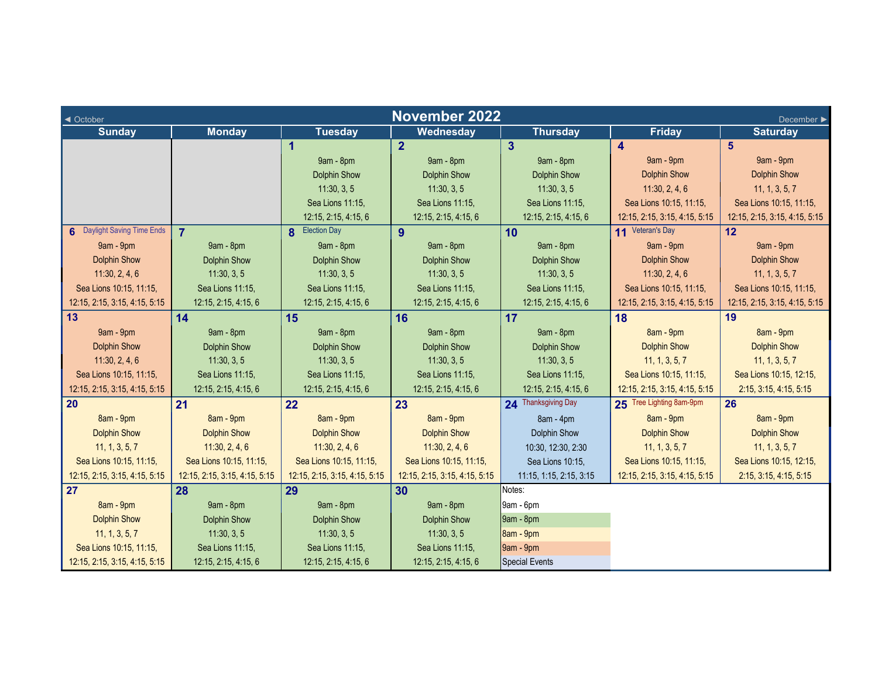# November 2022

◄ October | December ►

| Sunday | Monday | Tuesday | Wednesday | Thursday | Friday | Saturday |
|---|---|---|---|---|---|---|
| | | **1**<br>9am - 8pm<br>Dolphin Show<br>11:30, 3, 5<br>Sea Lions 11:15,<br>12:15, 2:15, 4:15, 6 | **2**<br>9am - 8pm<br>Dolphin Show<br>11:30, 3, 5<br>Sea Lions 11:15,<br>12:15, 2:15, 4:15, 6 | **3**<br>9am - 8pm<br>Dolphin Show<br>11:30, 3, 5<br>Sea Lions 11:15,<br>12:15, 2:15, 4:15, 6 | **4**<br>9am - 9pm<br>Dolphin Show<br>11:30, 2, 4, 6<br>Sea Lions 10:15, 11:15,<br>12:15, 2:15, 3:15, 4:15, 5:15 | **5**<br>9am - 9pm<br>Dolphin Show<br>11, 1, 3, 5, 7<br>Sea Lions 10:15, 11:15,<br>12:15, 2:15, 3:15, 4:15, 5:15 |
| **6** Daylight Saving Time Ends<br>9am - 9pm<br>Dolphin Show<br>11:30, 2, 4, 6<br>Sea Lions 10:15, 11:15,<br>12:15, 2:15, 3:15, 4:15, 5:15 | **7**<br>9am - 8pm<br>Dolphin Show<br>11:30, 3, 5<br>Sea Lions 11:15,<br>12:15, 2:15, 4:15, 6 | **8** Election Day<br>9am - 8pm<br>Dolphin Show<br>11:30, 3, 5<br>Sea Lions 11:15,<br>12:15, 2:15, 4:15, 6 | **9**<br>9am - 8pm<br>Dolphin Show<br>11:30, 3, 5<br>Sea Lions 11:15,<br>12:15, 2:15, 4:15, 6 | **10**<br>9am - 8pm<br>Dolphin Show<br>11:30, 3, 5<br>Sea Lions 11:15,<br>12:15, 2:15, 4:15, 6 | **11** Veteran's Day<br>9am - 9pm<br>Dolphin Show<br>11:30, 2, 4, 6<br>Sea Lions 10:15, 11:15,<br>12:15, 2:15, 3:15, 4:15, 5:15 | **12**<br>9am - 9pm<br>Dolphin Show<br>11, 1, 3, 5, 7<br>Sea Lions 10:15, 11:15,<br>12:15, 2:15, 3:15, 4:15, 5:15 |
| **13**<br>9am - 9pm<br>Dolphin Show<br>11:30, 2, 4, 6<br>Sea Lions 10:15, 11:15,<br>12:15, 2:15, 3:15, 4:15, 5:15 | **14**<br>9am - 8pm<br>Dolphin Show<br>11:30, 3, 5<br>Sea Lions 11:15,<br>12:15, 2:15, 4:15, 6 | **15**<br>9am - 8pm<br>Dolphin Show<br>11:30, 3, 5<br>Sea Lions 11:15,<br>12:15, 2:15, 4:15, 6 | **16**<br>9am - 8pm<br>Dolphin Show<br>11:30, 3, 5<br>Sea Lions 11:15,<br>12:15, 2:15, 4:15, 6 | **17**<br>9am - 8pm<br>Dolphin Show<br>11:30, 3, 5<br>Sea Lions 11:15,<br>12:15, 2:15, 4:15, 6 | **18**<br>8am - 9pm<br>Dolphin Show<br>11, 1, 3, 5, 7<br>Sea Lions 10:15, 11:15,<br>12:15, 2:15, 3:15, 4:15, 5:15 | **19**<br>8am - 9pm<br>Dolphin Show<br>11, 1, 3, 5, 7<br>Sea Lions 10:15, 12:15,<br>2:15, 3:15, 4:15, 5:15 |
| **20**<br>8am - 9pm<br>Dolphin Show<br>11, 1, 3, 5, 7<br>Sea Lions 10:15, 11:15,<br>12:15, 2:15, 3:15, 4:15, 5:15 | **21**<br>8am - 9pm<br>Dolphin Show<br>11:30, 2, 4, 6<br>Sea Lions 10:15, 11:15,<br>12:15, 2:15, 3:15, 4:15, 5:15 | **22**<br>8am - 9pm<br>Dolphin Show<br>11:30, 2, 4, 6<br>Sea Lions 10:15, 11:15,<br>12:15, 2:15, 3:15, 4:15, 5:15 | **23**<br>8am - 9pm<br>Dolphin Show<br>11:30, 2, 4, 6<br>Sea Lions 10:15, 11:15,<br>12:15, 2:15, 3:15, 4:15, 5:15 | **24** Thanksgiving Day<br>8am - 4pm<br>Dolphin Show<br>10:30, 12:30, 2:30<br>Sea Lions 10:15,<br>11:15, 1:15, 2:15, 3:15 | **25** Tree Lighting 8am-9pm<br>8am - 9pm<br>Dolphin Show<br>11, 1, 3, 5, 7<br>Sea Lions 10:15, 11:15,<br>12:15, 2:15, 3:15, 4:15, 5:15 | **26**<br>8am - 9pm<br>Dolphin Show<br>11, 1, 3, 5, 7<br>Sea Lions 10:15, 12:15,<br>2:15, 3:15, 4:15, 5:15 |
| **27**<br>8am - 9pm<br>Dolphin Show<br>11, 1, 3, 5, 7<br>Sea Lions 10:15, 11:15,<br>12:15, 2:15, 3:15, 4:15, 5:15 | **28**<br>9am - 8pm<br>Dolphin Show<br>11:30, 3, 5<br>Sea Lions 11:15,<br>12:15, 2:15, 4:15, 6 | **29**<br>9am - 8pm<br>Dolphin Show<br>11:30, 3, 5<br>Sea Lions 11:15,<br>12:15, 2:15, 4:15, 6 | **30**<br>9am - 8pm<br>Dolphin Show<br>11:30, 3, 5<br>Sea Lions 11:15,<br>12:15, 2:15, 4:15, 6 | Notes:<br>9am - 6pm<br>9am - 8pm<br>8am - 9pm<br>9am - 9pm<br>Special Events | | |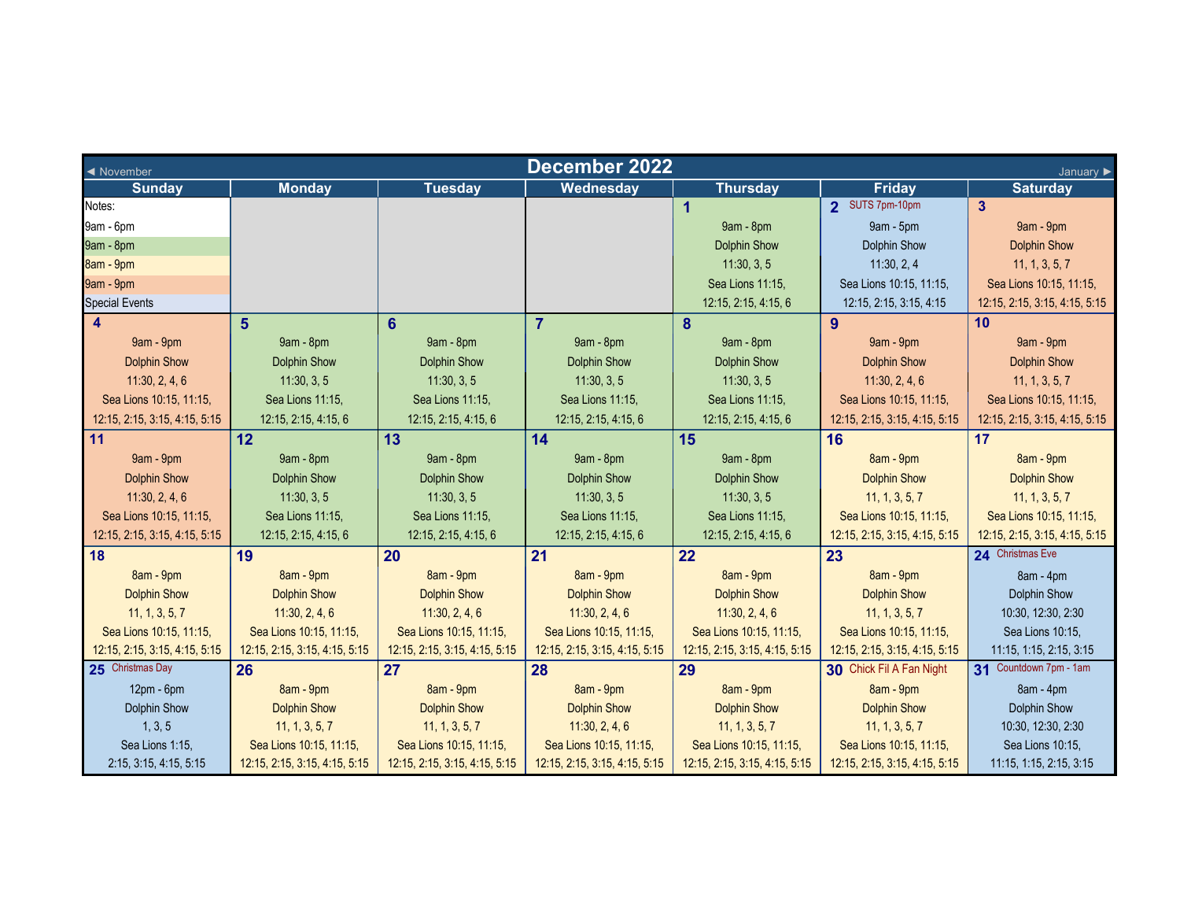# December 2022

◄ November | January ►

| Sunday | Monday | Tuesday | Wednesday | Thursday | Friday | Saturday |
|---|---|---|---|---|---|---|
| Notes: 9am - 6pm 9am - 8pm 8am - 9pm 9am - 9pm Special Events | | | | **1** 9am - 8pm Dolphin Show 11:30, 3, 5 Sea Lions 11:15, 12:15, 2:15, 4:15, 6 | **2** SUTS 7pm-10pm 9am - 5pm Dolphin Show 11:30, 2, 4 Sea Lions 10:15, 11:15, 12:15, 2:15, 3:15, 4:15 | **3** 9am - 9pm Dolphin Show 11, 1, 3, 5, 7 Sea Lions 10:15, 11:15, 12:15, 2:15, 3:15, 4:15, 5:15 |
| **4** 9am - 9pm Dolphin Show 11:30, 2, 4, 6 Sea Lions 10:15, 11:15, 12:15, 2:15, 3:15, 4:15, 5:15 | **5** 9am - 8pm Dolphin Show 11:30, 3, 5 Sea Lions 11:15, 12:15, 2:15, 4:15, 6 | **6** 9am - 8pm Dolphin Show 11:30, 3, 5 Sea Lions 11:15, 12:15, 2:15, 4:15, 6 | **7** 9am - 8pm Dolphin Show 11:30, 3, 5 Sea Lions 11:15, 12:15, 2:15, 4:15, 6 | **8** 9am - 8pm Dolphin Show 11:30, 3, 5 Sea Lions 11:15, 12:15, 2:15, 4:15, 6 | **9** 9am - 9pm Dolphin Show 11:30, 2, 4, 6 Sea Lions 10:15, 11:15, 12:15, 2:15, 3:15, 4:15, 5:15 | **10** 9am - 9pm Dolphin Show 11, 1, 3, 5, 7 Sea Lions 10:15, 11:15, 12:15, 2:15, 3:15, 4:15, 5:15 |
| **11** 9am - 9pm Dolphin Show 11:30, 2, 4, 6 Sea Lions 10:15, 11:15, 12:15, 2:15, 3:15, 4:15, 5:15 | **12** 9am - 8pm Dolphin Show 11:30, 3, 5 Sea Lions 11:15, 12:15, 2:15, 4:15, 6 | **13** 9am - 8pm Dolphin Show 11:30, 3, 5 Sea Lions 11:15, 12:15, 2:15, 4:15, 6 | **14** 9am - 8pm Dolphin Show 11:30, 3, 5 Sea Lions 11:15, 12:15, 2:15, 4:15, 6 | **15** 9am - 8pm Dolphin Show 11:30, 3, 5 Sea Lions 11:15, 12:15, 2:15, 4:15, 6 | **16** 8am - 9pm Dolphin Show 11, 1, 3, 5, 7 Sea Lions 10:15, 11:15, 12:15, 2:15, 3:15, 4:15, 5:15 | **17** 8am - 9pm Dolphin Show 11, 1, 3, 5, 7 Sea Lions 10:15, 11:15, 12:15, 2:15, 3:15, 4:15, 5:15 |
| **18** 8am - 9pm Dolphin Show 11, 1, 3, 5, 7 Sea Lions 10:15, 11:15, 12:15, 2:15, 3:15, 4:15, 5:15 | **19** 8am - 9pm Dolphin Show 11:30, 2, 4, 6 Sea Lions 10:15, 11:15, 12:15, 2:15, 3:15, 4:15, 5:15 | **20** 8am - 9pm Dolphin Show 11:30, 2, 4, 6 Sea Lions 10:15, 11:15, 12:15, 2:15, 3:15, 4:15, 5:15 | **21** 8am - 9pm Dolphin Show 11:30, 2, 4, 6 Sea Lions 10:15, 11:15, 12:15, 2:15, 3:15, 4:15, 5:15 | **22** 8am - 9pm Dolphin Show 11:30, 2, 4, 6 Sea Lions 10:15, 11:15, 12:15, 2:15, 3:15, 4:15, 5:15 | **23** 8am - 9pm Dolphin Show 11, 1, 3, 5, 7 Sea Lions 10:15, 11:15, 12:15, 2:15, 3:15, 4:15, 5:15 | **24** Christmas Eve 8am - 4pm Dolphin Show 10:30, 12:30, 2:30 Sea Lions 10:15, 11:15, 1:15, 2:15, 3:15 |
| **25** Christmas Day 12pm - 6pm Dolphin Show 1, 3, 5 Sea Lions 1:15, 2:15, 3:15, 4:15, 5:15 | **26** 8am - 9pm Dolphin Show 11, 1, 3, 5, 7 Sea Lions 10:15, 11:15, 12:15, 2:15, 3:15, 4:15, 5:15 | **27** 8am - 9pm Dolphin Show 11, 1, 3, 5, 7 Sea Lions 10:15, 11:15, 12:15, 2:15, 3:15, 4:15, 5:15 | **28** 8am - 9pm Dolphin Show 11:30, 2, 4, 6 Sea Lions 10:15, 11:15, 12:15, 2:15, 3:15, 4:15, 5:15 | **29** 8am - 9pm Dolphin Show 11, 1, 3, 5, 7 Sea Lions 10:15, 11:15, 12:15, 2:15, 3:15, 4:15, 5:15 | **30** Chick Fil A Fan Night 8am - 9pm Dolphin Show 11, 1, 3, 5, 7 Sea Lions 10:15, 11:15, 12:15, 2:15, 3:15, 4:15, 5:15 | **31** Countdown 7pm - 1am 8am - 4pm Dolphin Show 10:30, 12:30, 2:30 Sea Lions 10:15, 11:15, 1:15, 2:15, 3:15 |